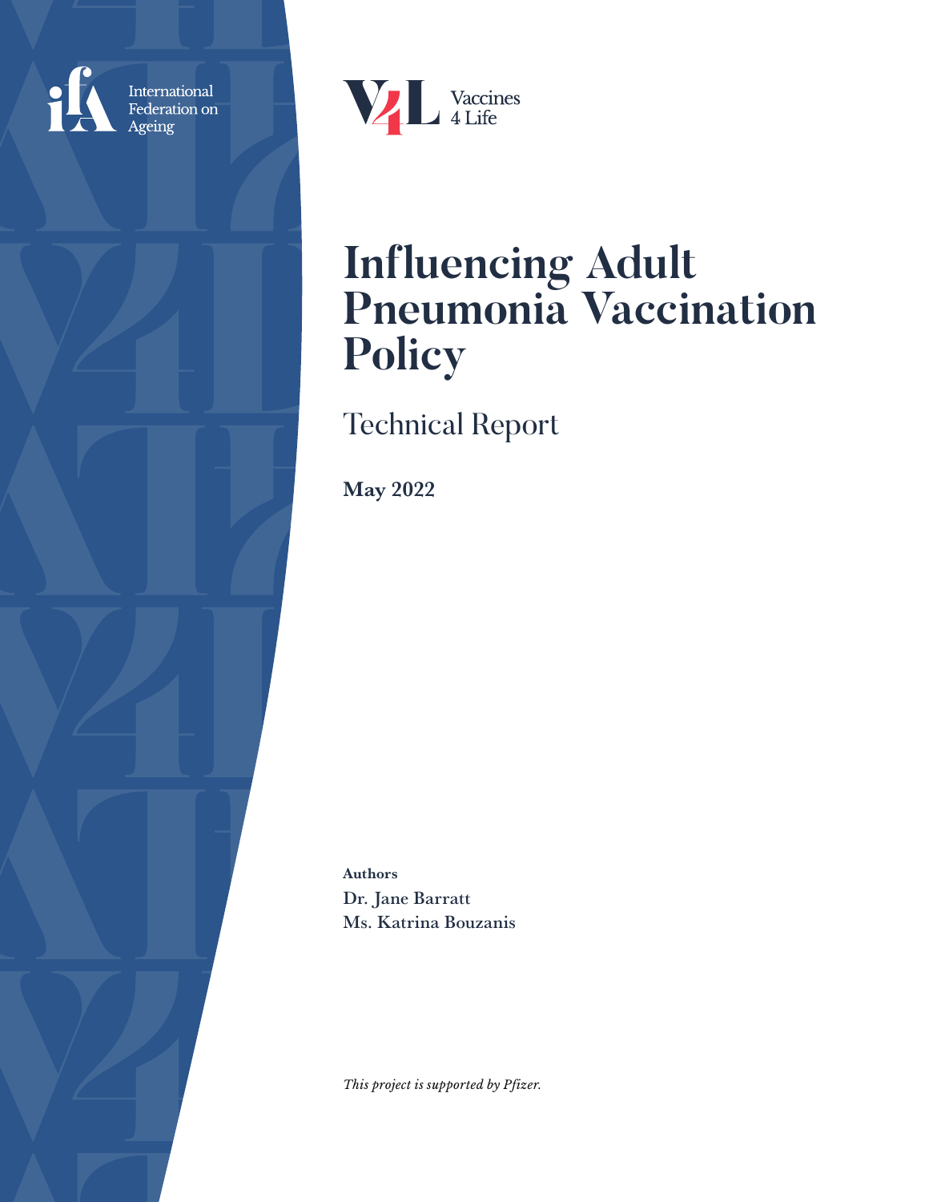International Federation on Ageing

Vaccines 4 Life

# Influencing Adult Pneumonia Vaccination Policy

## Technical Report

**May 2022**

**Authors**

**Dr. Jane Barratt**
**Ms. Katrina Bouzanis**

*This project is supported by Pfizer.*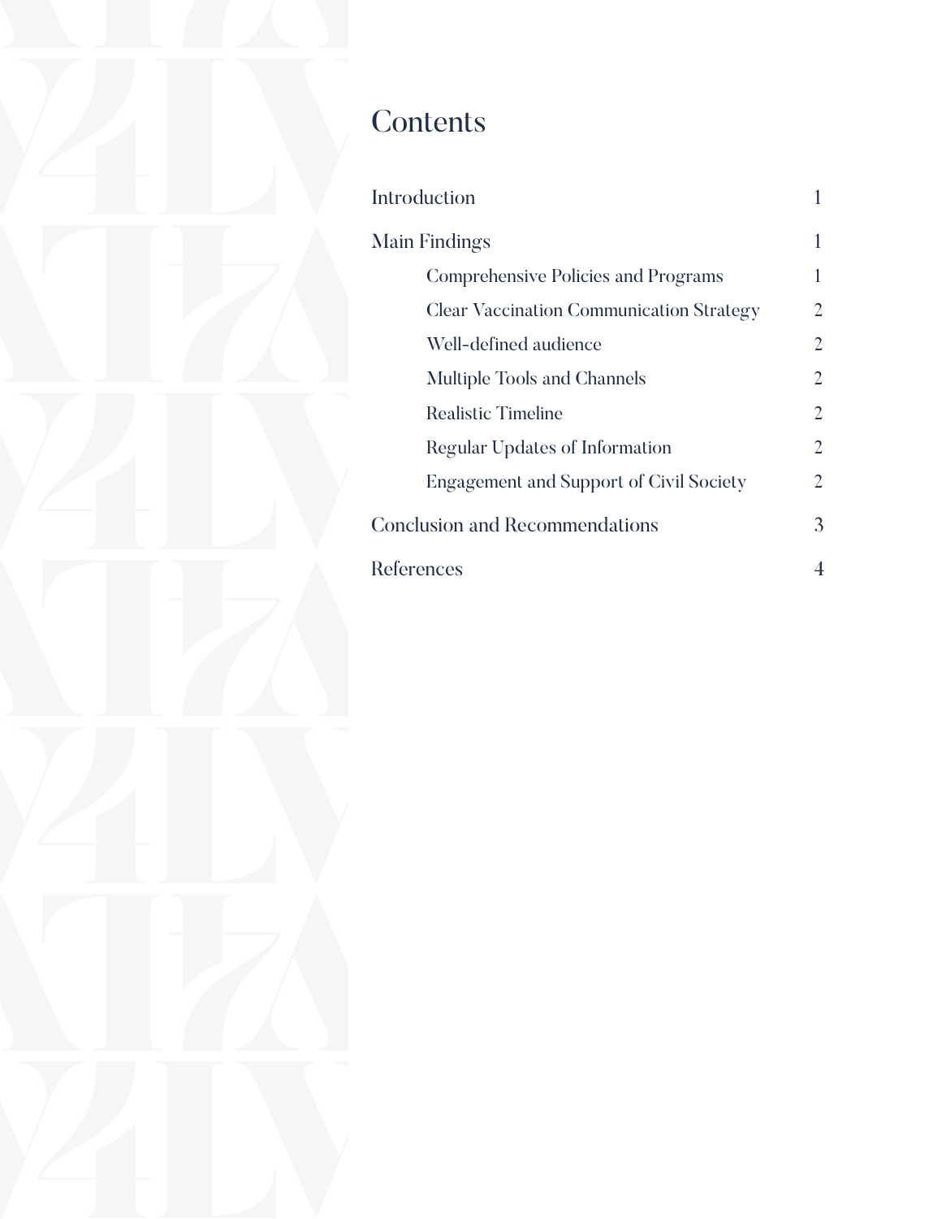# Contents

| | |
|---|---|
| Introduction | 1 |
| Main Findings | 1 |
| Comprehensive Policies and Programs | 1 |
| Clear Vaccination Communication Strategy | 2 |
| Well-defined audience | 2 |
| Multiple Tools and Channels | 2 |
| Realistic Timeline | 2 |
| Regular Updates of Information | 2 |
| Engagement and Support of Civil Society | 2 |
| Conclusion and Recommendations | 3 |
| References | 4 |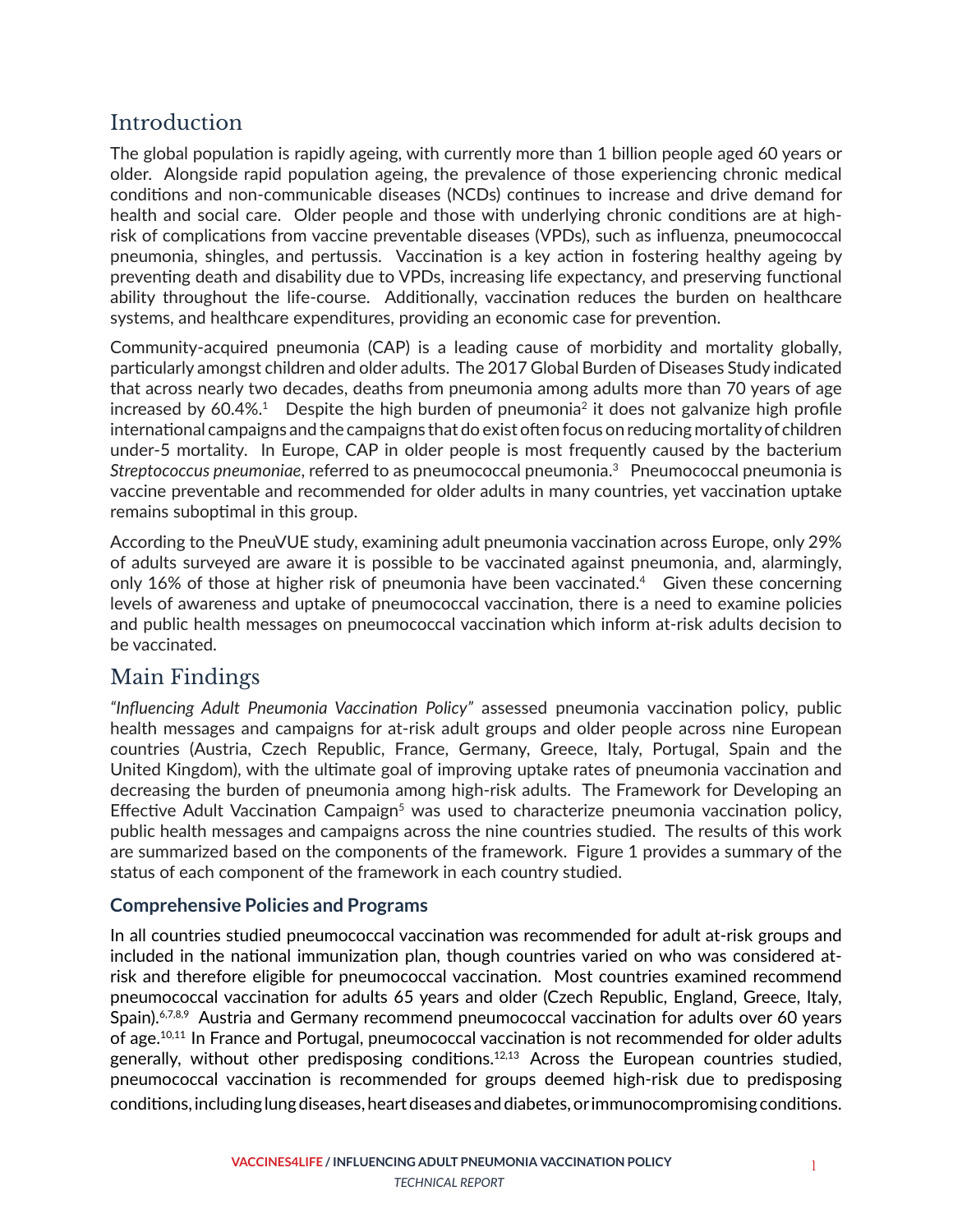## Introduction

The global population is rapidly ageing, with currently more than 1 billion people aged 60 years or older. Alongside rapid population ageing, the prevalence of those experiencing chronic medical conditions and non-communicable diseases (NCDs) continues to increase and drive demand for health and social care. Older people and those with underlying chronic conditions are at high-risk of complications from vaccine preventable diseases (VPDs), such as influenza, pneumococcal pneumonia, shingles, and pertussis. Vaccination is a key action in fostering healthy ageing by preventing death and disability due to VPDs, increasing life expectancy, and preserving functional ability throughout the life-course. Additionally, vaccination reduces the burden on healthcare systems, and healthcare expenditures, providing an economic case for prevention.

Community-acquired pneumonia (CAP) is a leading cause of morbidity and mortality globally, particularly amongst children and older adults. The 2017 Global Burden of Diseases Study indicated that across nearly two decades, deaths from pneumonia among adults more than 70 years of age increased by 60.4%.[1] Despite the high burden of pneumonia[2] it does not galvanize high profile international campaigns and the campaigns that do exist often focus on reducing mortality of children under-5 mortality. In Europe, CAP in older people is most frequently caused by the bacterium *Streptococcus pneumoniae*, referred to as pneumococcal pneumonia.[3] Pneumococcal pneumonia is vaccine preventable and recommended for older adults in many countries, yet vaccination uptake remains suboptimal in this group.

According to the PneuVUE study, examining adult pneumonia vaccination across Europe, only 29% of adults surveyed are aware it is possible to be vaccinated against pneumonia, and, alarmingly, only 16% of those at higher risk of pneumonia have been vaccinated.[4] Given these concerning levels of awareness and uptake of pneumococcal vaccination, there is a need to examine policies and public health messages on pneumococcal vaccination which inform at-risk adults decision to be vaccinated.

## Main Findings

*"Influencing Adult Pneumonia Vaccination Policy"* assessed pneumonia vaccination policy, public health messages and campaigns for at-risk adult groups and older people across nine European countries (Austria, Czech Republic, France, Germany, Greece, Italy, Portugal, Spain and the United Kingdom), with the ultimate goal of improving uptake rates of pneumonia vaccination and decreasing the burden of pneumonia among high-risk adults. The Framework for Developing an Effective Adult Vaccination Campaign[5] was used to characterize pneumonia vaccination policy, public health messages and campaigns across the nine countries studied. The results of this work are summarized based on the components of the framework. Figure 1 provides a summary of the status of each component of the framework in each country studied.

### Comprehensive Policies and Programs

In all countries studied pneumococcal vaccination was recommended for adult at-risk groups and included in the national immunization plan, though countries varied on who was considered at-risk and therefore eligible for pneumococcal vaccination. Most countries examined recommend pneumococcal vaccination for adults 65 years and older (Czech Republic, England, Greece, Italy, Spain).[6,7,8,9] Austria and Germany recommend pneumococcal vaccination for adults over 60 years of age.[10,11] In France and Portugal, pneumococcal vaccination is not recommended for older adults generally, without other predisposing conditions.[12,13] Across the European countries studied, pneumococcal vaccination is recommended for groups deemed high-risk due to predisposing conditions, including lung diseases, heart diseases and diabetes, or immunocompromising conditions.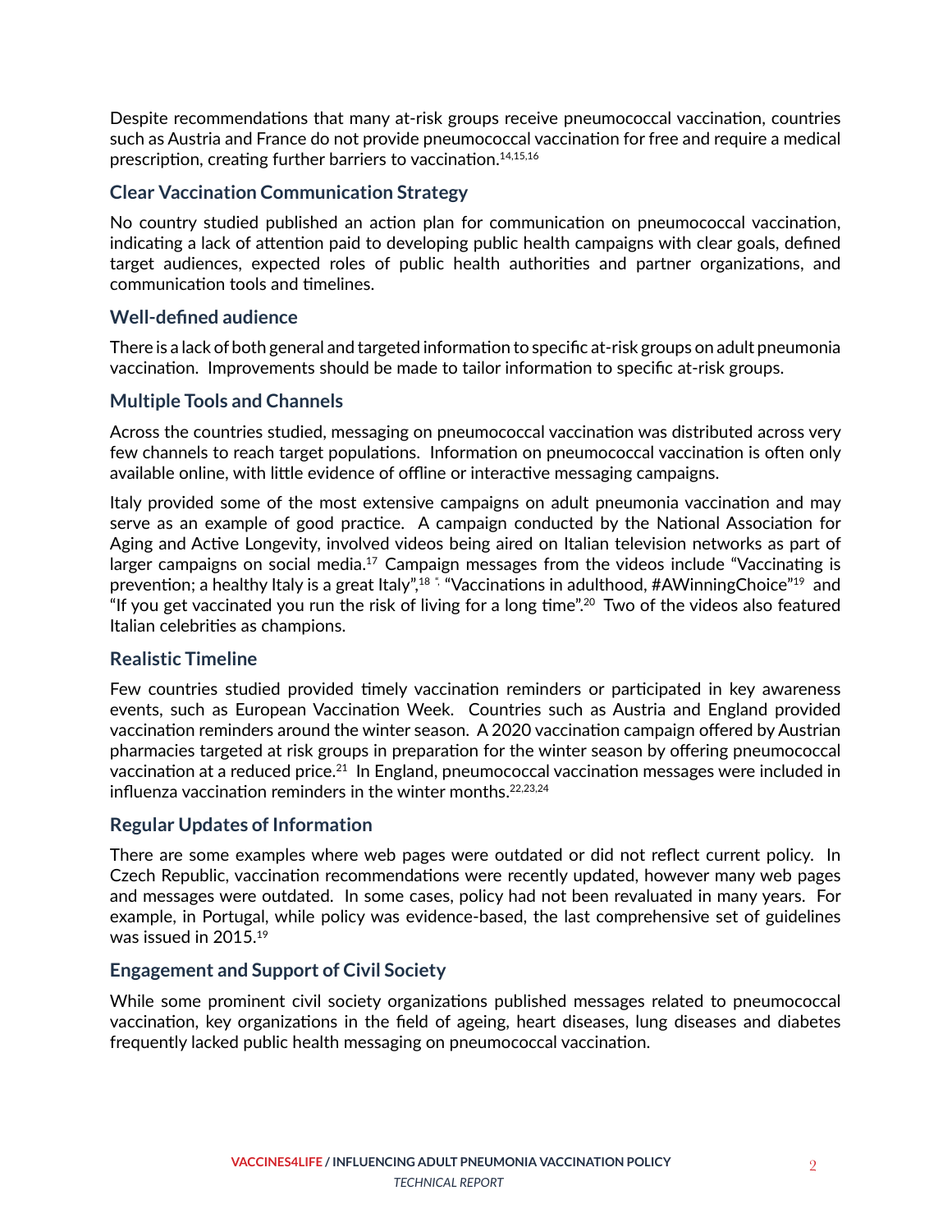Despite recommendations that many at-risk groups receive pneumococcal vaccination, countries such as Austria and France do not provide pneumococcal vaccination for free and require a medical prescription, creating further barriers to vaccination.[14,15,16]

### Clear Vaccination Communication Strategy

No country studied published an action plan for communication on pneumococcal vaccination, indicating a lack of attention paid to developing public health campaigns with clear goals, defined target audiences, expected roles of public health authorities and partner organizations, and communication tools and timelines.

### Well-defined audience

There is a lack of both general and targeted information to specific at-risk groups on adult pneumonia vaccination. Improvements should be made to tailor information to specific at-risk groups.

### Multiple Tools and Channels

Across the countries studied, messaging on pneumococcal vaccination was distributed across very few channels to reach target populations. Information on pneumococcal vaccination is often only available online, with little evidence of offline or interactive messaging campaigns.

Italy provided some of the most extensive campaigns on adult pneumonia vaccination and may serve as an example of good practice. A campaign conducted by the National Association for Aging and Active Longevity, involved videos being aired on Italian television networks as part of larger campaigns on social media.[17] Campaign messages from the videos include "Vaccinating is prevention; a healthy Italy is a great Italy",[18] "Vaccinations in adulthood, #AWinningChoice"[19] and "If you get vaccinated you run the risk of living for a long time".[20] Two of the videos also featured Italian celebrities as champions.

### Realistic Timeline

Few countries studied provided timely vaccination reminders or participated in key awareness events, such as European Vaccination Week. Countries such as Austria and England provided vaccination reminders around the winter season. A 2020 vaccination campaign offered by Austrian pharmacies targeted at risk groups in preparation for the winter season by offering pneumococcal vaccination at a reduced price.[21] In England, pneumococcal vaccination messages were included in influenza vaccination reminders in the winter months.[22,23,24]

### Regular Updates of Information

There are some examples where web pages were outdated or did not reflect current policy. In Czech Republic, vaccination recommendations were recently updated, however many web pages and messages were outdated. In some cases, policy had not been revaluated in many years. For example, in Portugal, while policy was evidence-based, the last comprehensive set of guidelines was issued in 2015.[19]

### Engagement and Support of Civil Society

While some prominent civil society organizations published messages related to pneumococcal vaccination, key organizations in the field of ageing, heart diseases, lung diseases and diabetes frequently lacked public health messaging on pneumococcal vaccination.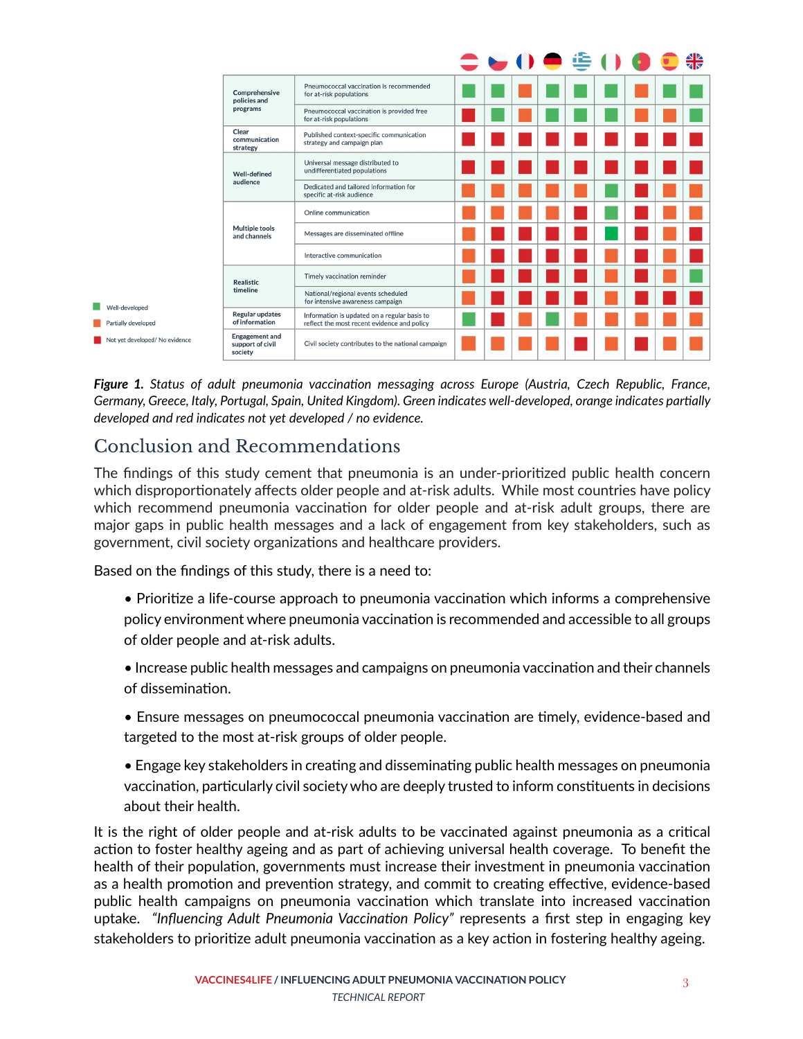| | | Austria | Czech Republic | France | Germany | Greece | Italy | Portugal | Spain | United Kingdom |
|---|---|---|---|---|---|---|---|---|---|---|
| Comprehensive policies and programs | Pneumococcal vaccination is recommended for at-risk populations | Well-developed | Well-developed | Partially developed | Well-developed | Well-developed | Well-developed | Partially developed | Well-developed | Well-developed |
| | Pneumococcal vaccination is provided free for at-risk populations | Not yet developed/ No evidence | Well-developed | Partially developed | Well-developed | Well-developed | Well-developed | Partially developed | Partially developed | Well-developed |
| Clear communication strategy | Published context-specific communication strategy and campaign plan | Not yet developed/ No evidence | Not yet developed/ No evidence | Not yet developed/ No evidence | Not yet developed/ No evidence | Not yet developed/ No evidence | Not yet developed/ No evidence | Not yet developed/ No evidence | Not yet developed/ No evidence | Not yet developed/ No evidence |
| Well-defined audience | Universal message distributed to undifferentiated populations | Not yet developed/ No evidence | Not yet developed/ No evidence | Not yet developed/ No evidence | Not yet developed/ No evidence | Not yet developed/ No evidence | Not yet developed/ No evidence | Not yet developed/ No evidence | Not yet developed/ No evidence | Not yet developed/ No evidence |
| | Dedicated and tailored information for specific at-risk audience | Partially developed | Partially developed | Partially developed | Partially developed | Partially developed | Well-developed | Not yet developed/ No evidence | Partially developed | Partially developed |
| Multiple tools and channels | Online communication | Partially developed | Partially developed | Partially developed | Partially developed | Not yet developed/ No evidence | Well-developed | Not yet developed/ No evidence | Partially developed | Partially developed |
| | Messages are disseminated offline | Partially developed | Not yet developed/ No evidence | Not yet developed/ No evidence | Not yet developed/ No evidence | Not yet developed/ No evidence | Well-developed | Not yet developed/ No evidence | Partially developed | Not yet developed/ No evidence |
| | Interactive communication | Partially developed | Not yet developed/ No evidence | Not yet developed/ No evidence | Not yet developed/ No evidence | Not yet developed/ No evidence | Partially developed | Not yet developed/ No evidence | Partially developed | Not yet developed/ No evidence |
| Realistic timeline | Timely vaccination reminder | Partially developed | Not yet developed/ No evidence | Not yet developed/ No evidence | Not yet developed/ No evidence | Not yet developed/ No evidence | Partially developed | Not yet developed/ No evidence | Partially developed | Well-developed |
| | National/regional events scheduled for intensive awareness campaign | Partially developed | Not yet developed/ No evidence | Not yet developed/ No evidence | Not yet developed/ No evidence | Not yet developed/ No evidence | Partially developed | Not yet developed/ No evidence | Not yet developed/ No evidence | Not yet developed/ No evidence |
| Regular updates of information | Information is updated on a regular basis to reflect the most recent evidence and policy | Well-developed | Not yet developed/ No evidence | Partially developed | Well-developed | Partially developed | Partially developed | Partially developed | Partially developed | Partially developed |
| Engagement and support of civil society | Civil society contributes to the national campaign | Partially developed | Partially developed | Partially developed | Partially developed | Not yet developed/ No evidence | Partially developed | Not yet developed/ No evidence | Partially developed | Partially developed |

Legend: Well-developed (green); Partially developed (orange); Not yet developed/ No evidence (red)

***Figure 1.*** *Status of adult pneumonia vaccination messaging across Europe (Austria, Czech Republic, France, Germany, Greece, Italy, Portugal, Spain, United Kingdom). Green indicates well-developed, orange indicates partially developed and red indicates not yet developed / no evidence.*

## Conclusion and Recommendations

The findings of this study cement that pneumonia is an under-prioritized public health concern which disproportionately affects older people and at-risk adults. While most countries have policy which recommend pneumonia vaccination for older people and at-risk adult groups, there are major gaps in public health messages and a lack of engagement from key stakeholders, such as government, civil society organizations and healthcare providers.

Based on the findings of this study, there is a need to:

- Prioritize a life-course approach to pneumonia vaccination which informs a comprehensive policy environment where pneumonia vaccination is recommended and accessible to all groups of older people and at-risk adults.
- Increase public health messages and campaigns on pneumonia vaccination and their channels of dissemination.
- Ensure messages on pneumococcal pneumonia vaccination are timely, evidence-based and targeted to the most at-risk groups of older people.
- Engage key stakeholders in creating and disseminating public health messages on pneumonia vaccination, particularly civil society who are deeply trusted to inform constituents in decisions about their health.

It is the right of older people and at-risk adults to be vaccinated against pneumonia as a critical action to foster healthy ageing and as part of achieving universal health coverage. To benefit the health of their population, governments must increase their investment in pneumonia vaccination as a health promotion and prevention strategy, and commit to creating effective, evidence-based public health campaigns on pneumonia vaccination which translate into increased vaccination uptake. *"Influencing Adult Pneumonia Vaccination Policy"* represents a first step in engaging key stakeholders to prioritize adult pneumonia vaccination as a key action in fostering healthy ageing.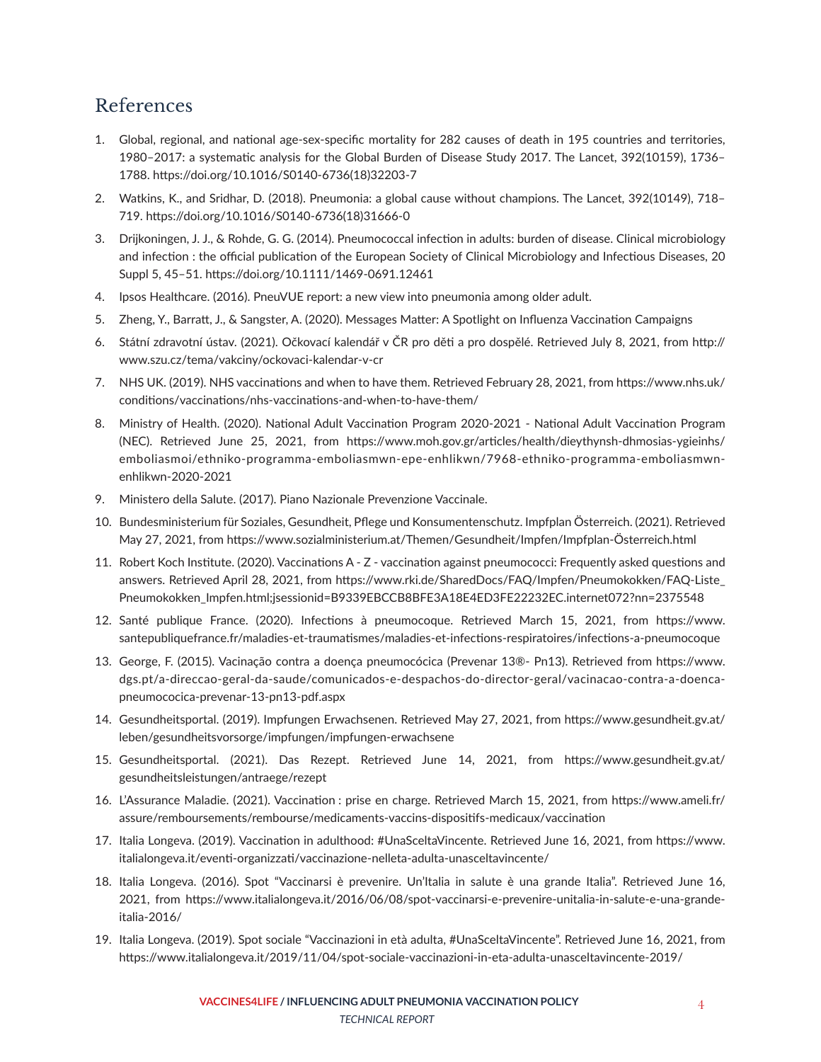## References

1. Global, regional, and national age-sex-specific mortality for 282 causes of death in 195 countries and territories, 1980–2017: a systematic analysis for the Global Burden of Disease Study 2017. The Lancet, 392(10159), 1736–1788. https://doi.org/10.1016/S0140-6736(18)32203-7
2. Watkins, K., and Sridhar, D. (2018). Pneumonia: a global cause without champions. The Lancet, 392(10149), 718–719. https://doi.org/10.1016/S0140-6736(18)31666-0
3. Drijkoningen, J. J., & Rohde, G. G. (2014). Pneumococcal infection in adults: burden of disease. Clinical microbiology and infection : the official publication of the European Society of Clinical Microbiology and Infectious Diseases, 20 Suppl 5, 45–51. https://doi.org/10.1111/1469-0691.12461
4. Ipsos Healthcare. (2016). PneuVUE report: a new view into pneumonia among older adult.
5. Zheng, Y., Barratt, J., & Sangster, A. (2020). Messages Matter: A Spotlight on Influenza Vaccination Campaigns
6. Státní zdravotní ústav. (2021). Očkovací kalendář v ČR pro děti a pro dospělé. Retrieved July 8, 2021, from http://www.szu.cz/tema/vakciny/ockovaci-kalendar-v-cr
7. NHS UK. (2019). NHS vaccinations and when to have them. Retrieved February 28, 2021, from https://www.nhs.uk/conditions/vaccinations/nhs-vaccinations-and-when-to-have-them/
8. Ministry of Health. (2020). National Adult Vaccination Program 2020-2021 - National Adult Vaccination Program (NEC). Retrieved June 25, 2021, from https://www.moh.gov.gr/articles/health/dieythynsh-dhmosias-ygieinhs/emboliasmoi/ethniko-programma-emboliasmwn-epe-enhlikwn/7968-ethniko-programma-emboliasmwn-enhlikwn-2020-2021
9. Ministero della Salute. (2017). Piano Nazionale Prevenzione Vaccinale.
10. Bundesministerium für Soziales, Gesundheit, Pflege und Konsumentenschutz. Impfplan Österreich. (2021). Retrieved May 27, 2021, from https://www.sozialministerium.at/Themen/Gesundheit/Impfen/Impfplan-Österreich.html
11. Robert Koch Institute. (2020). Vaccinations A - Z - vaccination against pneumococci: Frequently asked questions and answers. Retrieved April 28, 2021, from https://www.rki.de/SharedDocs/FAQ/Impfen/Pneumokokken/FAQ-Liste_Pneumokokken_Impfen.html;jsessionid=B9339EBCCB8BFE3A18E4ED3FE22232EC.internet072?nn=2375548
12. Santé publique France. (2020). Infections à pneumocoque. Retrieved March 15, 2021, from https://www.santepubliquefrance.fr/maladies-et-traumatismes/maladies-et-infections-respiratoires/infections-a-pneumocoque
13. George, F. (2015). Vacinação contra a doença pneumocócica (Prevenar 13®- Pn13). Retrieved from https://www.dgs.pt/a-direccao-geral-da-saude/comunicados-e-despachos-do-director-geral/vacinacao-contra-a-doenca-pneumococica-prevenar-13-pn13-pdf.aspx
14. Gesundheitsportal. (2019). Impfungen Erwachsenen. Retrieved May 27, 2021, from https://www.gesundheit.gv.at/leben/gesundheitsvorsorge/impfungen/impfungen-erwachsene
15. Gesundheitsportal. (2021). Das Rezept. Retrieved June 14, 2021, from https://www.gesundheit.gv.at/gesundheitsleistungen/antraege/rezept
16. L'Assurance Maladie. (2021). Vaccination : prise en charge. Retrieved March 15, 2021, from https://www.ameli.fr/assure/remboursements/rembourse/medicaments-vaccins-dispositifs-medicaux/vaccination
17. Italia Longeva. (2019). Vaccination in adulthood: #UnaSceltaVincente. Retrieved June 16, 2021, from https://www.italialongeva.it/eventi-organizzati/vaccinazione-nelleta-adulta-unasceltavincente/
18. Italia Longeva. (2016). Spot "Vaccinarsi è prevenire. Un'Italia in salute è una grande Italia". Retrieved June 16, 2021, from https://www.italialongeva.it/2016/06/08/spot-vaccinarsi-e-prevenire-unitalia-in-salute-e-una-grande-italia-2016/
19. Italia Longeva. (2019). Spot sociale "Vaccinazioni in età adulta, #UnaSceltaVincente". Retrieved June 16, 2021, from https://www.italialongeva.it/2019/11/04/spot-sociale-vaccinazioni-in-eta-adulta-unasceltavincente-2019/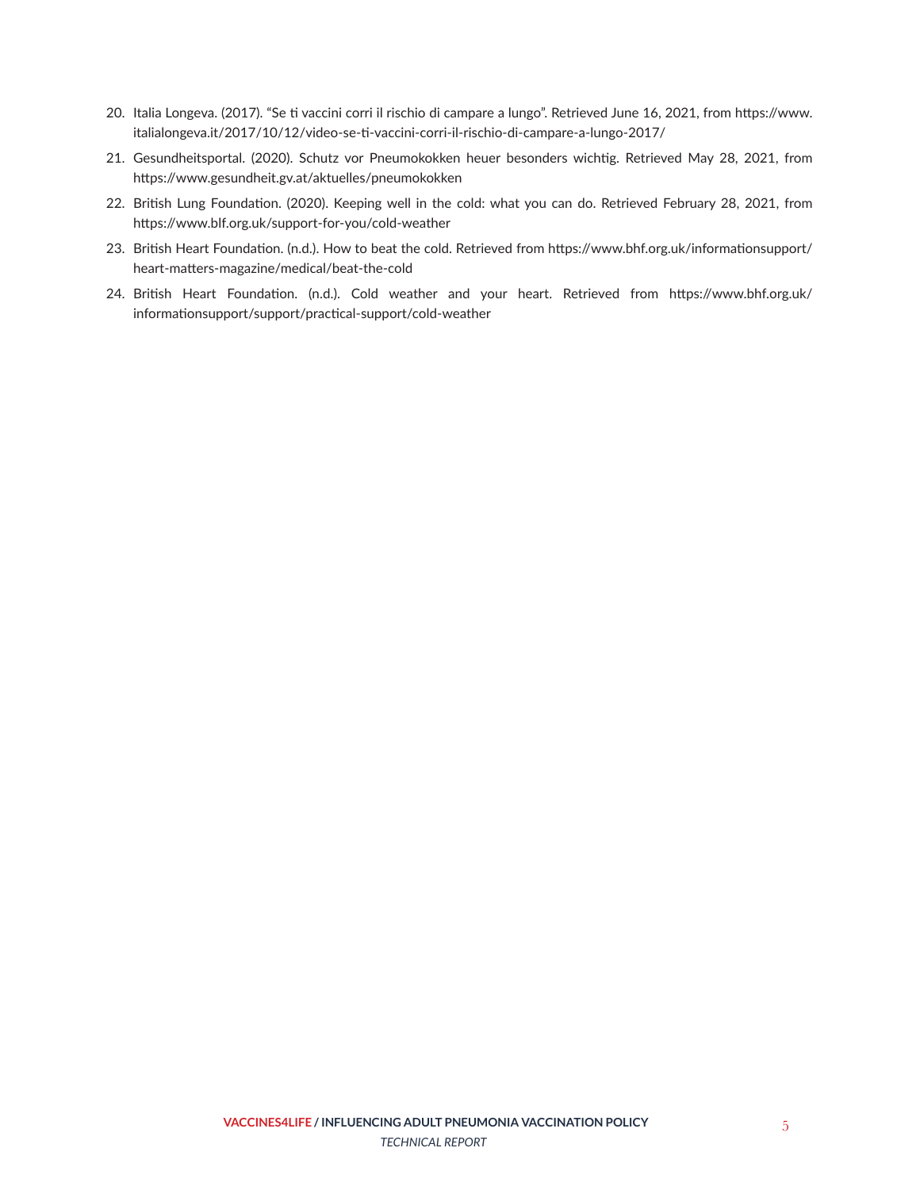20. Italia Longeva. (2017). "Se ti vaccini corri il rischio di campare a lungo". Retrieved June 16, 2021, from https://www.italialongeva.it/2017/10/12/video-se-ti-vaccini-corri-il-rischio-di-campare-a-lungo-2017/
21. Gesundheitsportal. (2020). Schutz vor Pneumokokken heuer besonders wichtig. Retrieved May 28, 2021, from https://www.gesundheit.gv.at/aktuelles/pneumokokken
22. British Lung Foundation. (2020). Keeping well in the cold: what you can do. Retrieved February 28, 2021, from https://www.blf.org.uk/support-for-you/cold-weather
23. British Heart Foundation. (n.d.). How to beat the cold. Retrieved from https://www.bhf.org.uk/informationsupport/heart-matters-magazine/medical/beat-the-cold
24. British Heart Foundation. (n.d.). Cold weather and your heart. Retrieved from https://www.bhf.org.uk/informationsupport/support/practical-support/cold-weather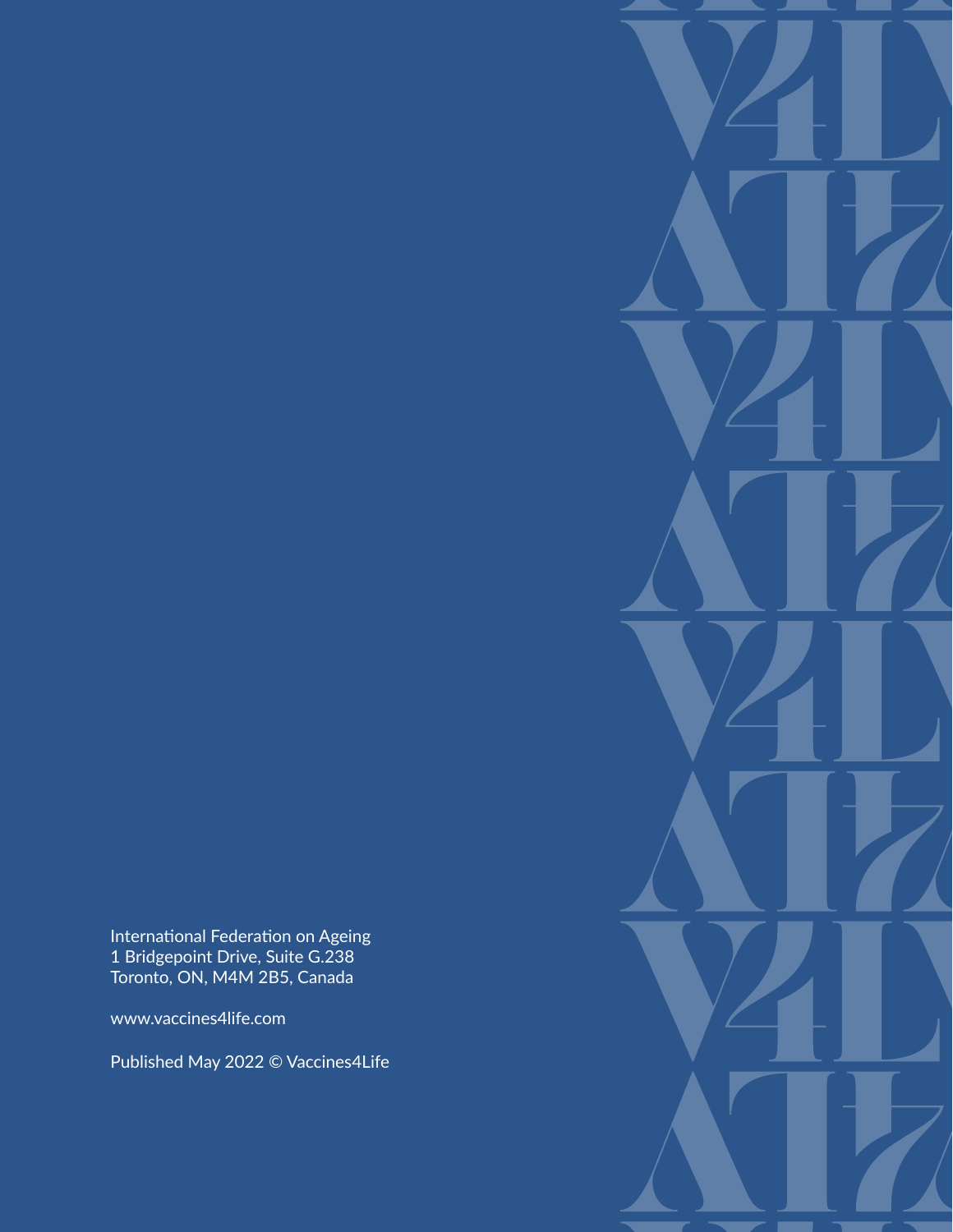International Federation on Ageing
1 Bridgepoint Drive, Suite G.238
Toronto, ON, M4M 2B5, Canada

www.vaccines4life.com

Published May 2022 © Vaccines4Life